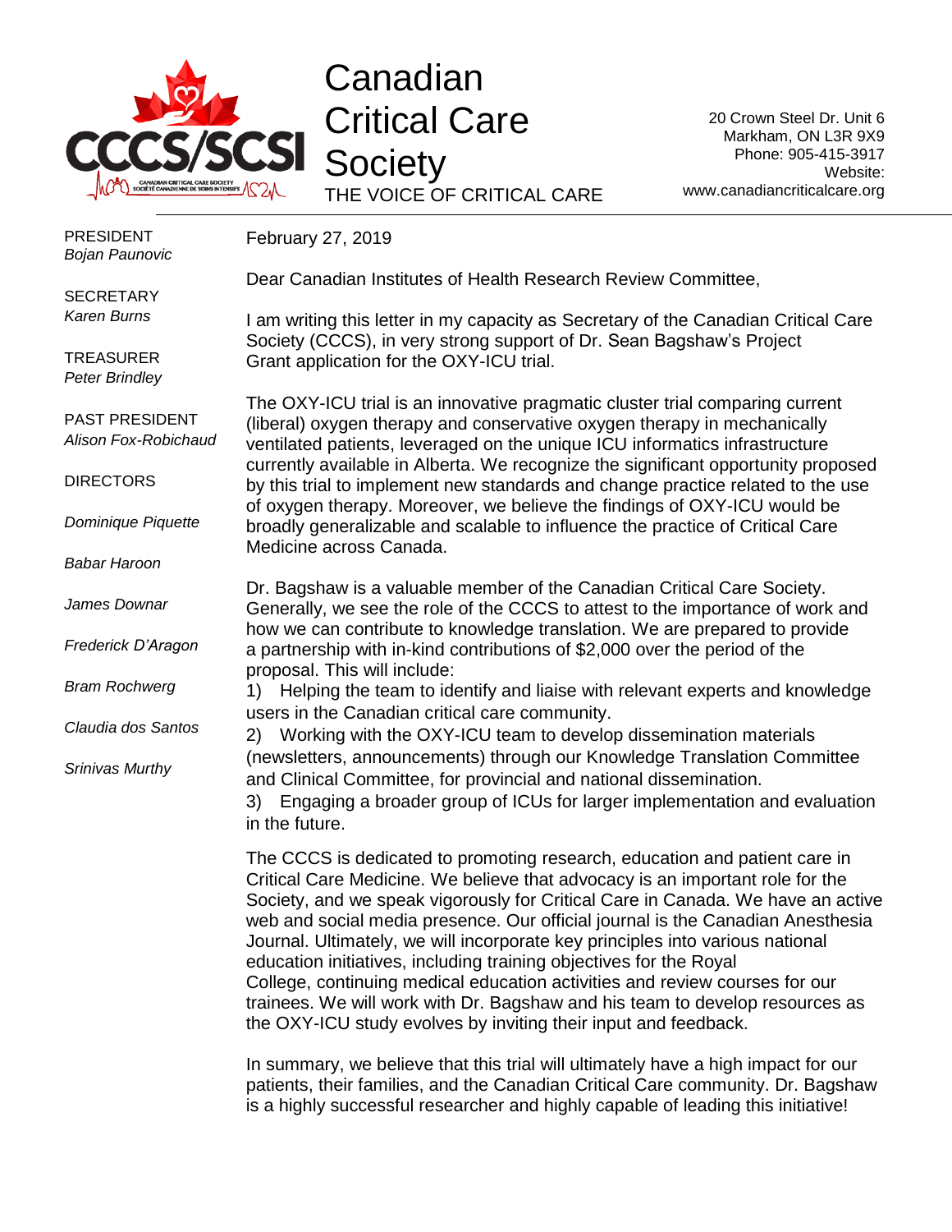# Canadian Critical Care Society

THE VOICE OF CRITICAL CARE

20 Crown Steel Dr. Unit 6
Markham, ON L3R 9X9
Phone: 905-415-3917
Website: www.canadiancriticalcare.org

PRESIDENT
*Bojan Paunovic*

SECRETARY
*Karen Burns*

TREASURER
*Peter Brindley*

PAST PRESIDENT
*Alison Fox-Robichaud*

DIRECTORS

*Dominique Piquette*

*Babar Haroon*

*James Downar*

*Frederick D'Aragon*

*Bram Rochwerg*

*Claudia dos Santos*

*Srinivas Murthy*

February 27, 2019

Dear Canadian Institutes of Health Research Review Committee,

I am writing this letter in my capacity as Secretary of the Canadian Critical Care Society (CCCS), in very strong support of Dr. Sean Bagshaw's Project Grant application for the OXY-ICU trial.

The OXY-ICU trial is an innovative pragmatic cluster trial comparing current (liberal) oxygen therapy and conservative oxygen therapy in mechanically ventilated patients, leveraged on the unique ICU informatics infrastructure currently available in Alberta. We recognize the significant opportunity proposed by this trial to implement new standards and change practice related to the use of oxygen therapy. Moreover, we believe the findings of OXY-ICU would be broadly generalizable and scalable to influence the practice of Critical Care Medicine across Canada.

Dr. Bagshaw is a valuable member of the Canadian Critical Care Society. Generally, we see the role of the CCCS to attest to the importance of work and how we can contribute to knowledge translation. We are prepared to provide a partnership with in-kind contributions of $2,000 over the period of the proposal. This will include:

1) Helping the team to identify and liaise with relevant experts and knowledge users in the Canadian critical care community.
2) Working with the OXY-ICU team to develop dissemination materials (newsletters, announcements) through our Knowledge Translation Committee and Clinical Committee, for provincial and national dissemination.
3) Engaging a broader group of ICUs for larger implementation and evaluation in the future.

The CCCS is dedicated to promoting research, education and patient care in Critical Care Medicine. We believe that advocacy is an important role for the Society, and we speak vigorously for Critical Care in Canada. We have an active web and social media presence. Our official journal is the Canadian Anesthesia Journal. Ultimately, we will incorporate key principles into various national education initiatives, including training objectives for the Royal College, continuing medical education activities and review courses for our trainees. We will work with Dr. Bagshaw and his team to develop resources as the OXY-ICU study evolves by inviting their input and feedback.

In summary, we believe that this trial will ultimately have a high impact for our patients, their families, and the Canadian Critical Care community. Dr. Bagshaw is a highly successful researcher and highly capable of leading this initiative!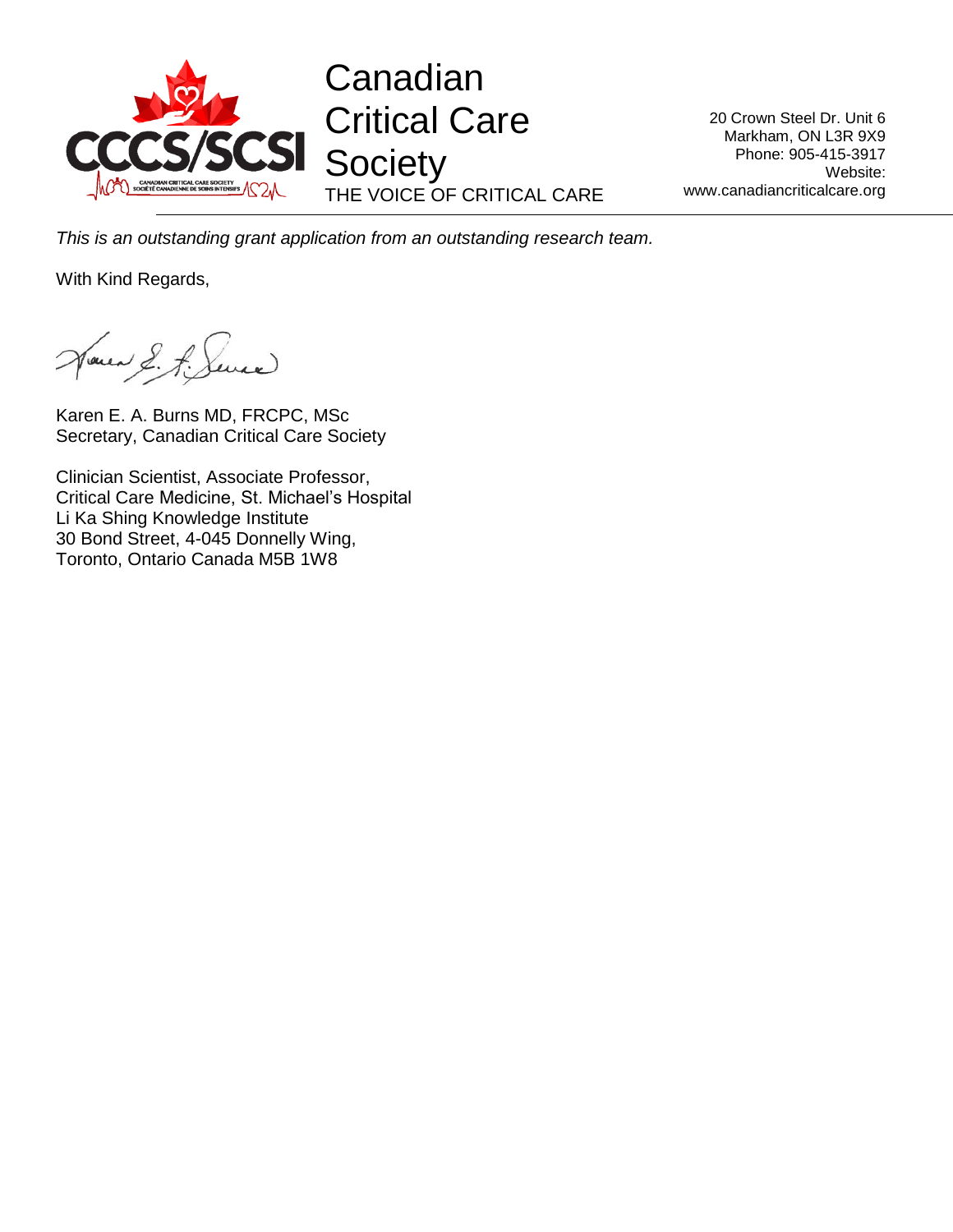Canadian Critical Care Society

THE VOICE OF CRITICAL CARE

20 Crown Steel Dr. Unit 6
Markham, ON L3R 9X9
Phone: 905-415-3917
Website:
www.canadiancriticalcare.org

*This is an outstanding grant application from an outstanding research team.*

With Kind Regards,

Karen E. A. Burns MD, FRCPC, MSc
Secretary, Canadian Critical Care Society

Clinician Scientist, Associate Professor,
Critical Care Medicine, St. Michael's Hospital
Li Ka Shing Knowledge Institute
30 Bond Street, 4-045 Donnelly Wing,
Toronto, Ontario Canada M5B 1W8